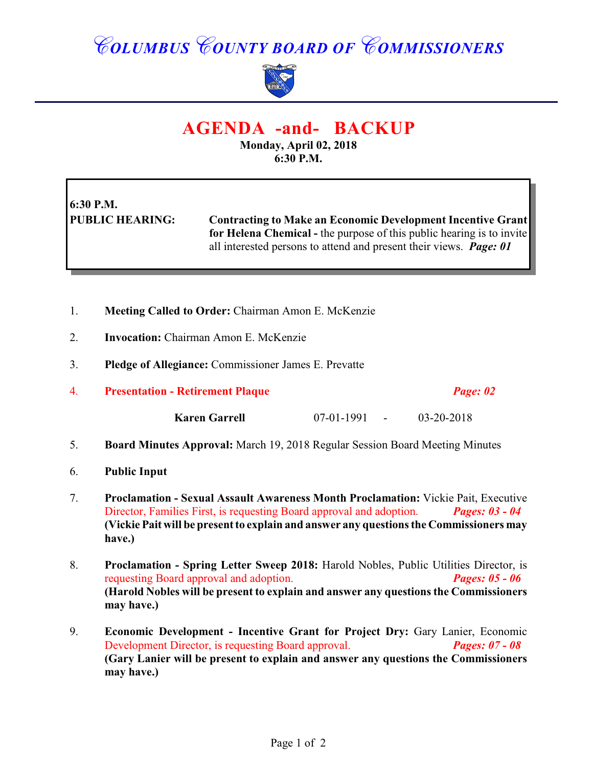# COLUMBUS COUNTY BOARD OF COMMISSIONERS

## AGENDA -and- BACKUP

**Monday, April 02, 2018**
**6:30 P.M.**

**6:30 P.M.**
**PUBLIC HEARING:** **Contracting to Make an Economic Development Incentive Grant for Helena Chemical -** the purpose of this public hearing is to invite all interested persons to attend and present their views. ***Page: 01***

1. **Meeting Called to Order:** Chairman Amon E. McKenzie

2. **Invocation:** Chairman Amon E. McKenzie

3. **Pledge of Allegiance:** Commissioner James E. Prevatte

4. **Presentation - Retirement Plaque** ***Page: 02***

   **Karen Garrell** 07-01-1991 - 03-20-2018

5. **Board Minutes Approval:** March 19, 2018 Regular Session Board Meeting Minutes

6. **Public Input**

7. **Proclamation - Sexual Assault Awareness Month Proclamation:** Vickie Pait, Executive Director, Families First, is requesting Board approval and adoption. ***Pages: 03 - 04***
   **(Vickie Pait will be present to explain and answer any questions the Commissioners may have.)**

8. **Proclamation - Spring Letter Sweep 2018:** Harold Nobles, Public Utilities Director, is requesting Board approval and adoption. ***Pages: 05 - 06***
   **(Harold Nobles will be present to explain and answer any questions the Commissioners may have.)**

9. **Economic Development - Incentive Grant for Project Dry:** Gary Lanier, Economic Development Director, is requesting Board approval. ***Pages: 07 - 08***
   **(Gary Lanier will be present to explain and answer any questions the Commissioners may have.)**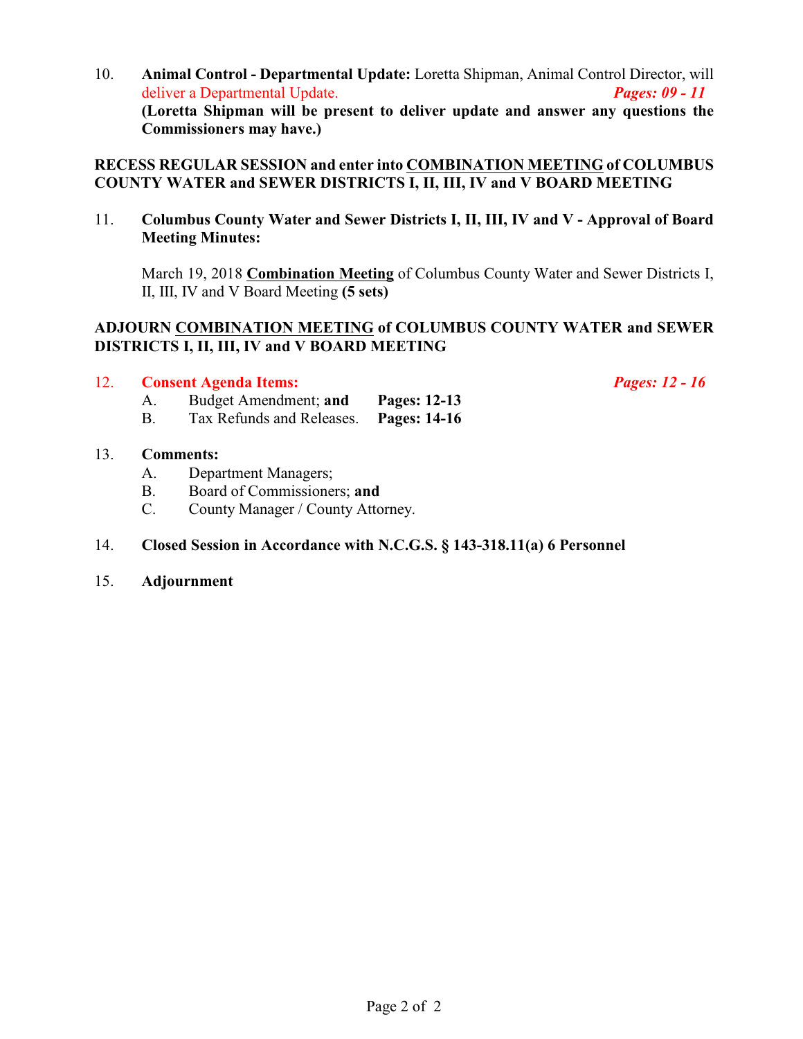10. **Animal Control - Departmental Update:** Loretta Shipman, Animal Control Director, will deliver a Departmental Update. ***Pages: 09 - 11***
**(Loretta Shipman will be present to deliver update and answer any questions the Commissioners may have.)**

**RECESS REGULAR SESSION and enter into COMBINATION MEETING of COLUMBUS COUNTY WATER and SEWER DISTRICTS I, II, III, IV and V BOARD MEETING**

11. **Columbus County Water and Sewer Districts I, II, III, IV and V - Approval of Board Meeting Minutes:**

    March 19, 2018 **Combination Meeting** of Columbus County Water and Sewer Districts I, II, III, IV and V Board Meeting **(5 sets)**

**ADJOURN COMBINATION MEETING of COLUMBUS COUNTY WATER and SEWER DISTRICTS I, II, III, IV and V BOARD MEETING**

12. **Consent Agenda Items:** ***Pages: 12 - 16***
    A. Budget Amendment; **and** **Pages: 12-13**
    B. Tax Refunds and Releases. **Pages: 14-16**

13. **Comments:**
    A. Department Managers;
    B. Board of Commissioners; **and**
    C. County Manager / County Attorney.

14. **Closed Session in Accordance with N.C.G.S. § 143-318.11(a) 6 Personnel**

15. **Adjournment**